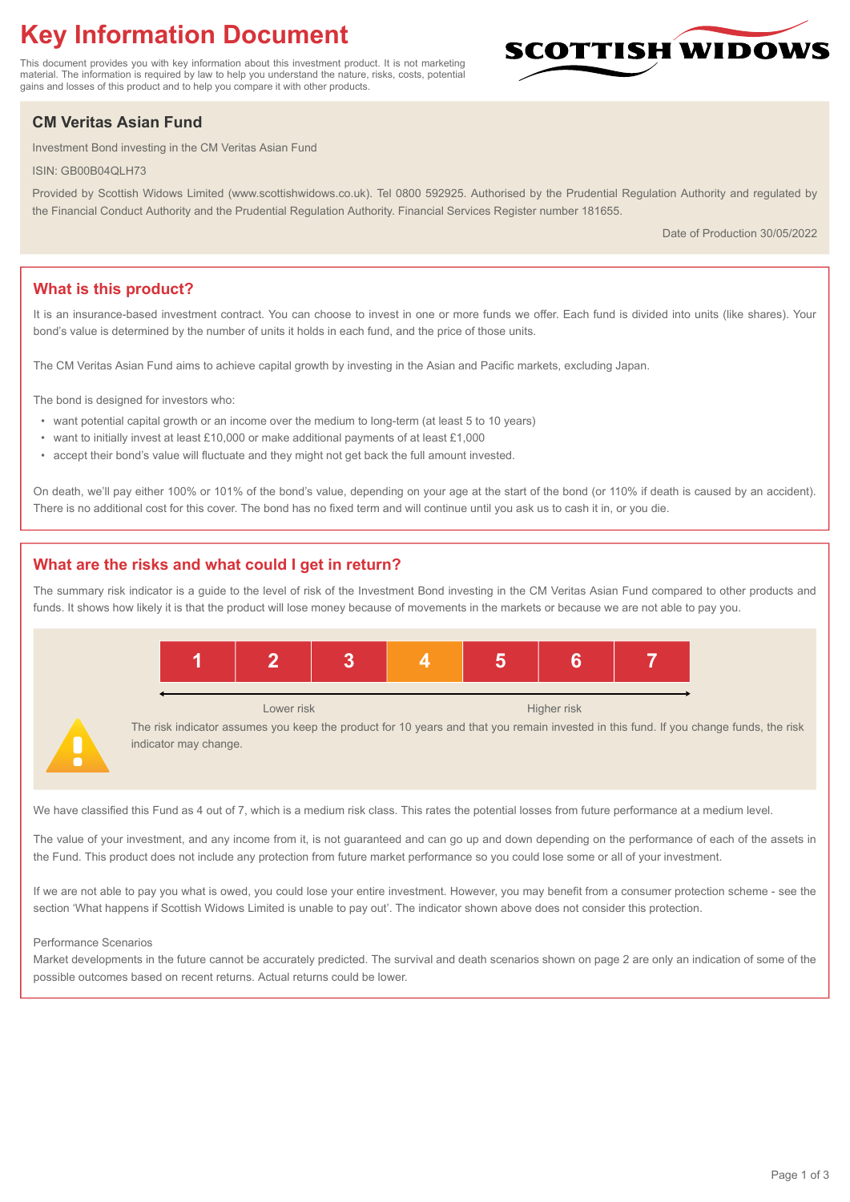# Key Information Document

This document provides you with key information about this investment product. It is not marketing material. The information is required by law to help you understand the nature, risks, costs, potential gains and losses of this product and to help you compare it with other products.

SCOTTISH WIDOWS

## CM Veritas Asian Fund

Investment Bond investing in the CM Veritas Asian Fund

ISIN: GB00B04QLH73

Provided by Scottish Widows Limited (www.scottishwidows.co.uk). Tel 0800 592925. Authorised by the Prudential Regulation Authority and regulated by the Financial Conduct Authority and the Prudential Regulation Authority. Financial Services Register number 181655.

Date of Production 30/05/2022

## What is this product?

It is an insurance-based investment contract. You can choose to invest in one or more funds we offer. Each fund is divided into units (like shares). Your bond's value is determined by the number of units it holds in each fund, and the price of those units.

The CM Veritas Asian Fund aims to achieve capital growth by investing in the Asian and Pacific markets, excluding Japan.

The bond is designed for investors who:

- want potential capital growth or an income over the medium to long-term (at least 5 to 10 years)
- want to initially invest at least £10,000 or make additional payments of at least £1,000
- accept their bond's value will fluctuate and they might not get back the full amount invested.

On death, we'll pay either 100% or 101% of the bond's value, depending on your age at the start of the bond (or 110% if death is caused by an accident). There is no additional cost for this cover. The bond has no fixed term and will continue until you ask us to cash it in, or you die.

## What are the risks and what could I get in return?

The summary risk indicator is a guide to the level of risk of the Investment Bond investing in the CM Veritas Asian Fund compared to other products and funds. It shows how likely it is that the product will lose money because of movements in the markets or because we are not able to pay you.

| 1 | 2 | 3 | **4** | 5 | 6 | 7 |
|---|---|---|---|---|---|---|

Lower risk ← → Higher risk

The risk indicator assumes you keep the product for 10 years and that you remain invested in this fund. If you change funds, the risk indicator may change.

We have classified this Fund as 4 out of 7, which is a medium risk class. This rates the potential losses from future performance at a medium level.

The value of your investment, and any income from it, is not guaranteed and can go up and down depending on the performance of each of the assets in the Fund. This product does not include any protection from future market performance so you could lose some or all of your investment.

If we are not able to pay you what is owed, you could lose your entire investment. However, you may benefit from a consumer protection scheme - see the section 'What happens if Scottish Widows Limited is unable to pay out'. The indicator shown above does not consider this protection.

Performance Scenarios

Market developments in the future cannot be accurately predicted. The survival and death scenarios shown on page 2 are only an indication of some of the possible outcomes based on recent returns. Actual returns could be lower.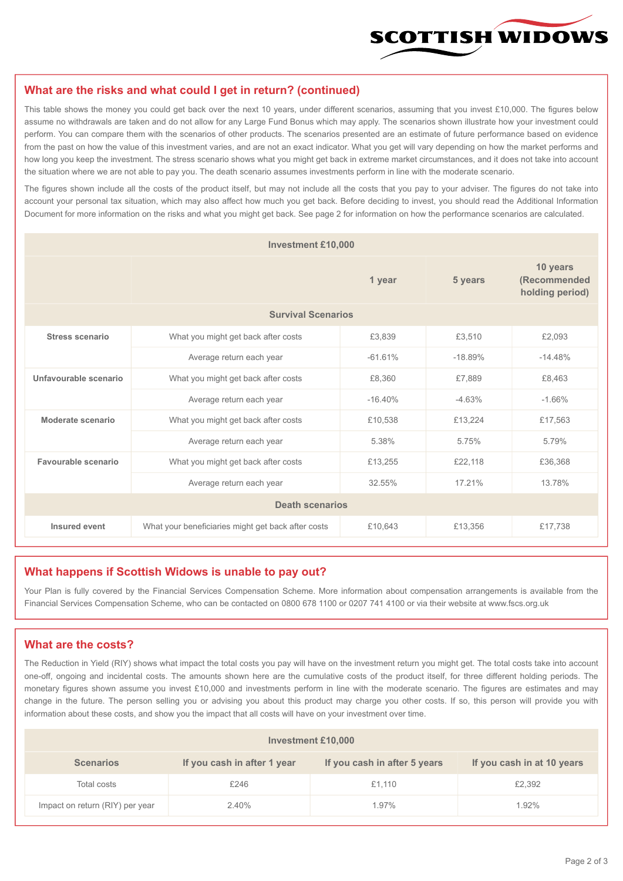## What are the risks and what could I get in return? (continued)

This table shows the money you could get back over the next 10 years, under different scenarios, assuming that you invest £10,000. The figures below assume no withdrawals are taken and do not allow for any Large Fund Bonus which may apply. The scenarios shown illustrate how your investment could perform. You can compare them with the scenarios of other products. The scenarios presented are an estimate of future performance based on evidence from the past on how the value of this investment varies, and are not an exact indicator. What you get will vary depending on how the market performs and how long you keep the investment. The stress scenario shows what you might get back in extreme market circumstances, and it does not take into account the situation where we are not able to pay you. The death scenario assumes investments perform in line with the moderate scenario.

The figures shown include all the costs of the product itself, but may not include all the costs that you pay to your adviser. The figures do not take into account your personal tax situation, which may also affect how much you get back. Before deciding to invest, you should read the Additional Information Document for more information on the risks and what you might get back. See page 2 for information on how the performance scenarios are calculated.

| Investment £10,000 | | | | |
|---|---|---|---|---|
| | | **1 year** | **5 years** | **10 years (Recommended holding period)** |
| **Survival Scenarios** | | | | |
| **Stress scenario** | What you might get back after costs | £3,839 | £3,510 | £2,093 |
| | Average return each year | -61.61% | -18.89% | -14.48% |
| **Unfavourable scenario** | What you might get back after costs | £8,360 | £7,889 | £8,463 |
| | Average return each year | -16.40% | -4.63% | -1.66% |
| **Moderate scenario** | What you might get back after costs | £10,538 | £13,224 | £17,563 |
| | Average return each year | 5.38% | 5.75% | 5.79% |
| **Favourable scenario** | What you might get back after costs | £13,255 | £22,118 | £36,368 |
| | Average return each year | 32.55% | 17.21% | 13.78% |
| **Death scenarios** | | | | |
| **Insured event** | What your beneficiaries might get back after costs | £10,643 | £13,356 | £17,738 |

## What happens if Scottish Widows is unable to pay out?

Your Plan is fully covered by the Financial Services Compensation Scheme. More information about compensation arrangements is available from the Financial Services Compensation Scheme, who can be contacted on 0800 678 1100 or 0207 741 4100 or via their website at www.fscs.org.uk

## What are the costs?

The Reduction in Yield (RIY) shows what impact the total costs you pay will have on the investment return you might get. The total costs take into account one-off, ongoing and incidental costs. The amounts shown here are the cumulative costs of the product itself, for three different holding periods. The monetary figures shown assume you invest £10,000 and investments perform in line with the moderate scenario. The figures are estimates and may change in the future. The person selling you or advising you about this product may charge you other costs. If so, this person will provide you with information about these costs, and show you the impact that all costs will have on your investment over time.

| Investment £10,000 | | | |
|---|---|---|---|
| **Scenarios** | **If you cash in after 1 year** | **If you cash in after 5 years** | **If you cash in at 10 years** |
| Total costs | £246 | £1,110 | £2,392 |
| Impact on return (RIY) per year | 2.40% | 1.97% | 1.92% |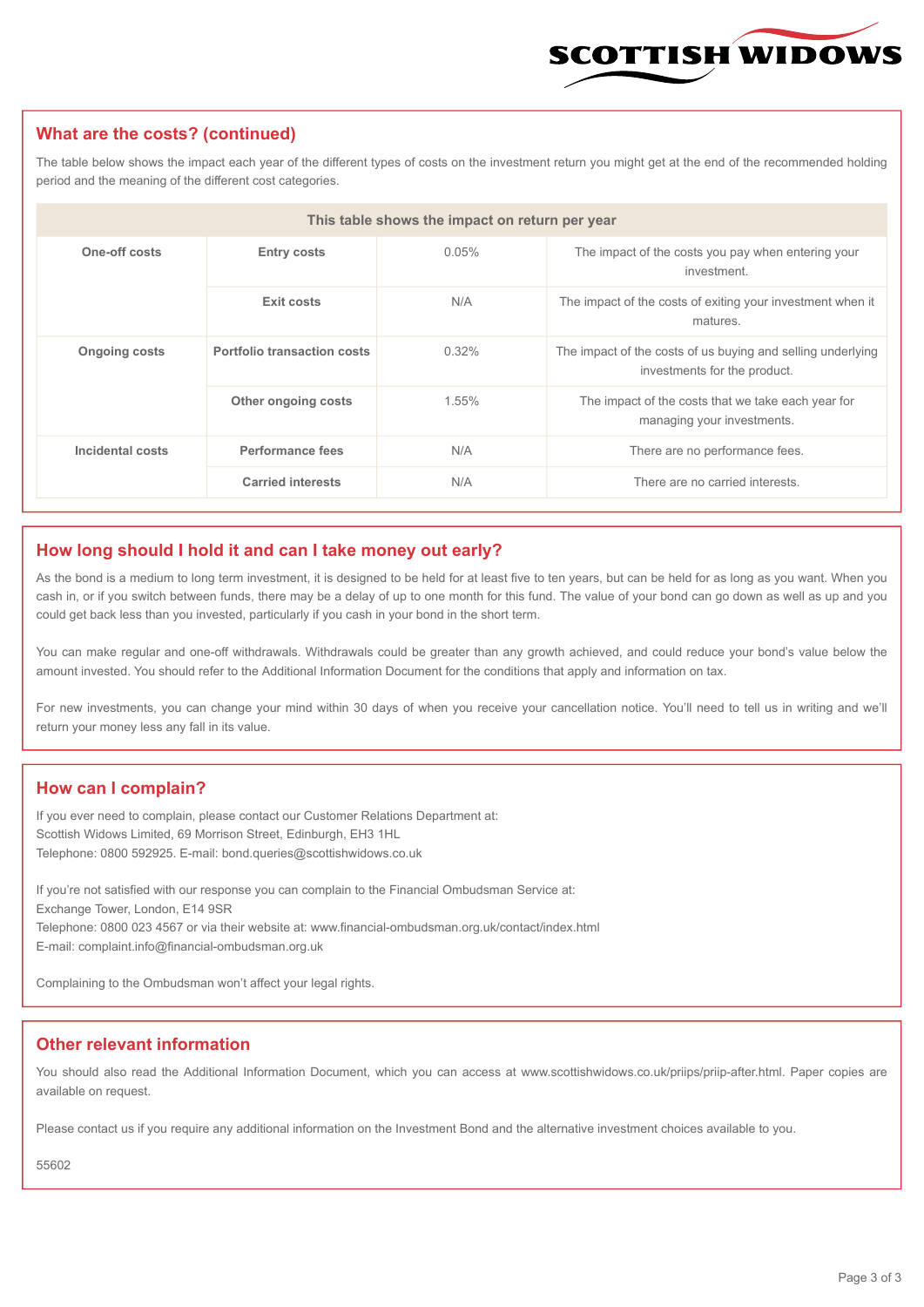## What are the costs? (continued)

The table below shows the impact each year of the different types of costs on the investment return you might get at the end of the recommended holding period and the meaning of the different cost categories.

| This table shows the impact on return per year | | | |
|---|---|---|---|
| **One-off costs** | **Entry costs** | 0.05% | The impact of the costs you pay when entering your investment. |
| | **Exit costs** | N/A | The impact of the costs of exiting your investment when it matures. |
| **Ongoing costs** | **Portfolio transaction costs** | 0.32% | The impact of the costs of us buying and selling underlying investments for the product. |
| | **Other ongoing costs** | 1.55% | The impact of the costs that we take each year for managing your investments. |
| **Incidental costs** | **Performance fees** | N/A | There are no performance fees. |
| | **Carried interests** | N/A | There are no carried interests. |

## How long should I hold it and can I take money out early?

As the bond is a medium to long term investment, it is designed to be held for at least five to ten years, but can be held for as long as you want. When you cash in, or if you switch between funds, there may be a delay of up to one month for this fund. The value of your bond can go down as well as up and you could get back less than you invested, particularly if you cash in your bond in the short term.

You can make regular and one-off withdrawals. Withdrawals could be greater than any growth achieved, and could reduce your bond's value below the amount invested. You should refer to the Additional Information Document for the conditions that apply and information on tax.

For new investments, you can change your mind within 30 days of when you receive your cancellation notice. You'll need to tell us in writing and we'll return your money less any fall in its value.

## How can I complain?

If you ever need to complain, please contact our Customer Relations Department at:
Scottish Widows Limited, 69 Morrison Street, Edinburgh, EH3 1HL
Telephone: 0800 592925. E-mail: bond.queries@scottishwidows.co.uk

If you're not satisfied with our response you can complain to the Financial Ombudsman Service at:
Exchange Tower, London, E14 9SR
Telephone: 0800 023 4567 or via their website at: www.financial-ombudsman.org.uk/contact/index.html
E-mail: complaint.info@financial-ombudsman.org.uk

Complaining to the Ombudsman won't affect your legal rights.

## Other relevant information

You should also read the Additional Information Document, which you can access at www.scottishwidows.co.uk/priips/priip-after.html. Paper copies are available on request.

Please contact us if you require any additional information on the Investment Bond and the alternative investment choices available to you.

55602